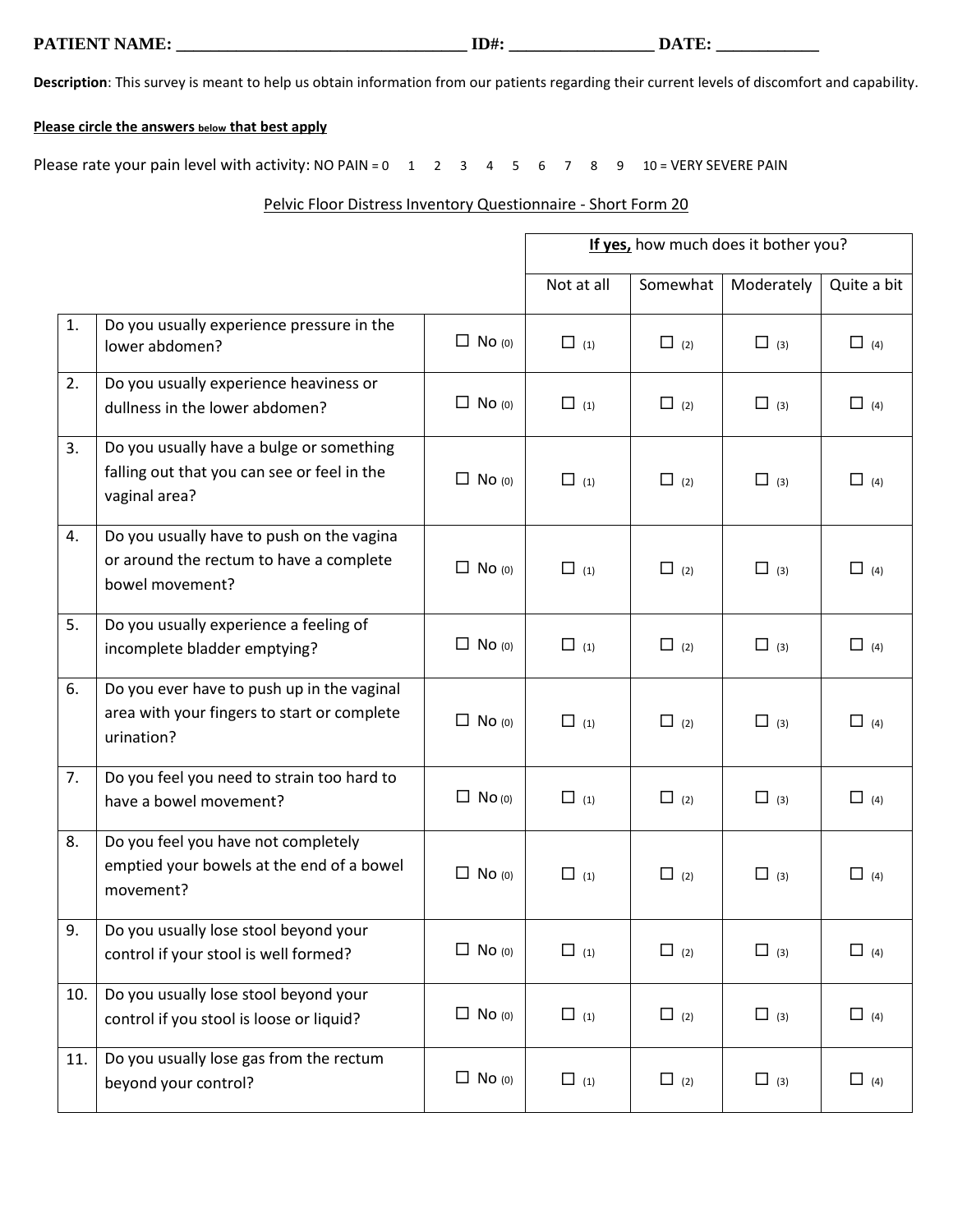**PATIENT NAME: ________________________________ ID#: ________________ DATE: ___________**

**Description**: This survey is meant to help us obtain information from our patients regarding their current levels of discomfort and capability.

**Please circle the answers below that best apply**

Please rate your pain level with activity: NO PAIN = 0 1 2 3 4 5 6 7 8 9 10 = VERY SEVERE PAIN

Pelvic Floor Distress Inventory Questionnaire - Short Form 20

| | | | **If yes,** how much does it bother you? | | | |
|---|---|---|---|---|---|---|
| | | | Not at all | Somewhat | Moderately | Quite a bit |
| 1. | Do you usually experience pressure in the lower abdomen? | ☐ No (0) | ☐ (1) | ☐ (2) | ☐ (3) | ☐ (4) |
| 2. | Do you usually experience heaviness or dullness in the lower abdomen? | ☐ No (0) | ☐ (1) | ☐ (2) | ☐ (3) | ☐ (4) |
| 3. | Do you usually have a bulge or something falling out that you can see or feel in the vaginal area? | ☐ No (0) | ☐ (1) | ☐ (2) | ☐ (3) | ☐ (4) |
| 4. | Do you usually have to push on the vagina or around the rectum to have a complete bowel movement? | ☐ No (0) | ☐ (1) | ☐ (2) | ☐ (3) | ☐ (4) |
| 5. | Do you usually experience a feeling of incomplete bladder emptying? | ☐ No (0) | ☐ (1) | ☐ (2) | ☐ (3) | ☐ (4) |
| 6. | Do you ever have to push up in the vaginal area with your fingers to start or complete urination? | ☐ No (0) | ☐ (1) | ☐ (2) | ☐ (3) | ☐ (4) |
| 7. | Do you feel you need to strain too hard to have a bowel movement? | ☐ No (0) | ☐ (1) | ☐ (2) | ☐ (3) | ☐ (4) |
| 8. | Do you feel you have not completely emptied your bowels at the end of a bowel movement? | ☐ No (0) | ☐ (1) | ☐ (2) | ☐ (3) | ☐ (4) |
| 9. | Do you usually lose stool beyond your control if your stool is well formed? | ☐ No (0) | ☐ (1) | ☐ (2) | ☐ (3) | ☐ (4) |
| 10. | Do you usually lose stool beyond your control if you stool is loose or liquid? | ☐ No (0) | ☐ (1) | ☐ (2) | ☐ (3) | ☐ (4) |
| 11. | Do you usually lose gas from the rectum beyond your control? | ☐ No (0) | ☐ (1) | ☐ (2) | ☐ (3) | ☐ (4) |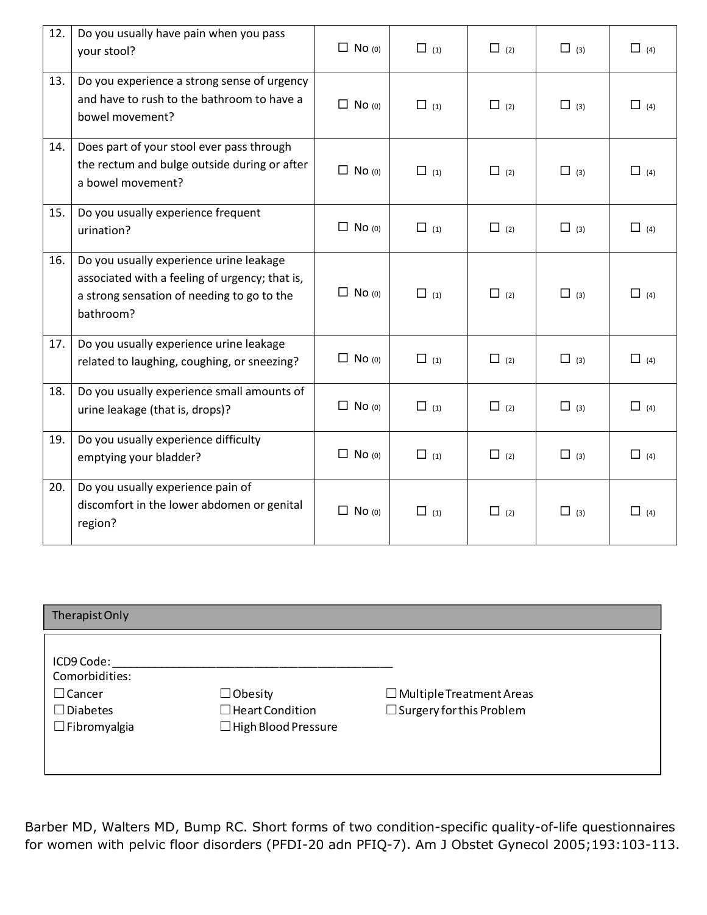| | | | | | | |
|---|---|---|---|---|---|---|
| 12. | Do you usually have pain when you pass your stool? | ☐ No (0) | ☐ (1) | ☐ (2) | ☐ (3) | ☐ (4) |
| 13. | Do you experience a strong sense of urgency and have to rush to the bathroom to have a bowel movement? | ☐ No (0) | ☐ (1) | ☐ (2) | ☐ (3) | ☐ (4) |
| 14. | Does part of your stool ever pass through the rectum and bulge outside during or after a bowel movement? | ☐ No (0) | ☐ (1) | ☐ (2) | ☐ (3) | ☐ (4) |
| 15. | Do you usually experience frequent urination? | ☐ No (0) | ☐ (1) | ☐ (2) | ☐ (3) | ☐ (4) |
| 16. | Do you usually experience urine leakage associated with a feeling of urgency; that is, a strong sensation of needing to go to the bathroom? | ☐ No (0) | ☐ (1) | ☐ (2) | ☐ (3) | ☐ (4) |
| 17. | Do you usually experience urine leakage related to laughing, coughing, or sneezing? | ☐ No (0) | ☐ (1) | ☐ (2) | ☐ (3) | ☐ (4) |
| 18. | Do you usually experience small amounts of urine leakage (that is, drops)? | ☐ No (0) | ☐ (1) | ☐ (2) | ☐ (3) | ☐ (4) |
| 19. | Do you usually experience difficulty emptying your bladder? | ☐ No (0) | ☐ (1) | ☐ (2) | ☐ (3) | ☐ (4) |
| 20. | Do you usually experience pain of discomfort in the lower abdomen or genital region? | ☐ No (0) | ☐ (1) | ☐ (2) | ☐ (3) | ☐ (4) |

**Therapist Only**

ICD9 Code: ___________________________________________

Comorbidities:

| | | |
|---|---|---|
| ☐ Cancer | ☐ Obesity | ☐ Multiple Treatment Areas |
| ☐ Diabetes | ☐ Heart Condition | ☐ Surgery for this Problem |
| ☐ Fibromyalgia | ☐ High Blood Pressure | |

Barber MD, Walters MD, Bump RC. Short forms of two condition-specific quality-of-life questionnaires for women with pelvic floor disorders (PFDI-20 adn PFIQ-7). Am J Obstet Gynecol 2005;193:103-113.